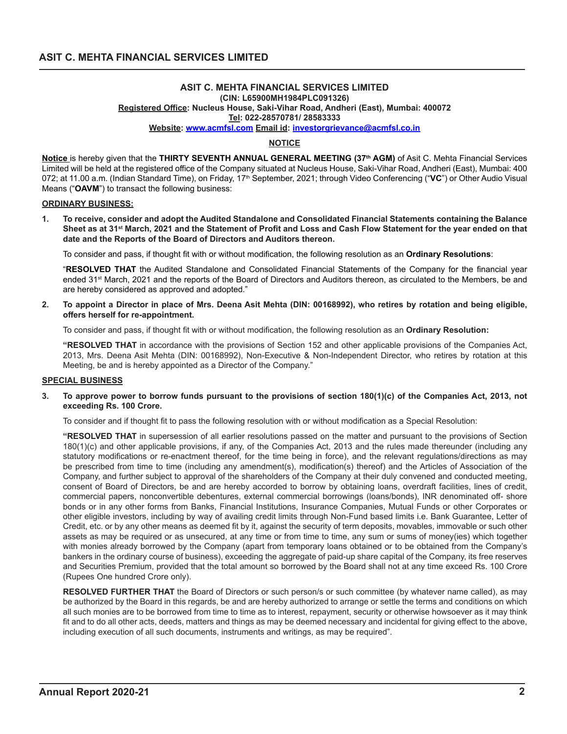## ASIT C. MEHTA FINANCIAL SERVICES LIMITED

**(CIN: L65900MH1984PLC091326)**

**Registered Office: Nucleus House, Saki-Vihar Road, Andheri (East), Mumbai: 400072**

**Tel: 022-28570781/ 28583333**

**Website: www.acmfsl.com Email id: investorgrievance@acmfsl.co.in**

### NOTICE

**Notice** is hereby given that the **THIRTY SEVENTH ANNUAL GENERAL MEETING (37th AGM)** of Asit C. Mehta Financial Services Limited will be held at the registered office of the Company situated at Nucleus House, Saki-Vihar Road, Andheri (East), Mumbai: 400 072; at 11.00 a.m. (Indian Standard Time), on Friday, 17th September, 2021; through Video Conferencing ("**VC**") or Other Audio Visual Means ("**OAVM**") to transact the following business:

**ORDINARY BUSINESS:**

**1. To receive, consider and adopt the Audited Standalone and Consolidated Financial Statements containing the Balance Sheet as at 31st March, 2021 and the Statement of Profit and Loss and Cash Flow Statement for the year ended on that date and the Reports of the Board of Directors and Auditors thereon.**

To consider and pass, if thought fit with or without modification, the following resolution as an **Ordinary Resolutions**:

"**RESOLVED THAT** the Audited Standalone and Consolidated Financial Statements of the Company for the financial year ended 31st March, 2021 and the reports of the Board of Directors and Auditors thereon, as circulated to the Members, be and are hereby considered as approved and adopted."

**2. To appoint a Director in place of Mrs. Deena Asit Mehta (DIN: 00168992), who retires by rotation and being eligible, offers herself for re-appointment.**

To consider and pass, if thought fit with or without modification, the following resolution as an **Ordinary Resolution:**

**"RESOLVED THAT** in accordance with the provisions of Section 152 and other applicable provisions of the Companies Act, 2013, Mrs. Deena Asit Mehta (DIN: 00168992), Non-Executive & Non-Independent Director, who retires by rotation at this Meeting, be and is hereby appointed as a Director of the Company."

**SPECIAL BUSINESS**

**3. To approve power to borrow funds pursuant to the provisions of section 180(1)(c) of the Companies Act, 2013, not exceeding Rs. 100 Crore.**

To consider and if thought fit to pass the following resolution with or without modification as a Special Resolution:

**"RESOLVED THAT** in supersession of all earlier resolutions passed on the matter and pursuant to the provisions of Section 180(1)(c) and other applicable provisions, if any, of the Companies Act, 2013 and the rules made thereunder (including any statutory modifications or re-enactment thereof, for the time being in force), and the relevant regulations/directions as may be prescribed from time to time (including any amendment(s), modification(s) thereof) and the Articles of Association of the Company, and further subject to approval of the shareholders of the Company at their duly convened and conducted meeting, consent of Board of Directors, be and are hereby accorded to borrow by obtaining loans, overdraft facilities, lines of credit, commercial papers, nonconvertible debentures, external commercial borrowings (loans/bonds), INR denominated off- shore bonds or in any other forms from Banks, Financial Institutions, Insurance Companies, Mutual Funds or other Corporates or other eligible investors, including by way of availing credit limits through Non-Fund based limits i.e. Bank Guarantee, Letter of Credit, etc. or by any other means as deemed fit by it, against the security of term deposits, movables, immovable or such other assets as may be required or as unsecured, at any time or from time to time, any sum or sums of money(ies) which together with monies already borrowed by the Company (apart from temporary loans obtained or to be obtained from the Company's bankers in the ordinary course of business), exceeding the aggregate of paid-up share capital of the Company, its free reserves and Securities Premium, provided that the total amount so borrowed by the Board shall not at any time exceed Rs. 100 Crore (Rupees One hundred Crore only).

**RESOLVED FURTHER THAT** the Board of Directors or such person/s or such committee (by whatever name called), as may be authorized by the Board in this regards, be and are hereby authorized to arrange or settle the terms and conditions on which all such monies are to be borrowed from time to time as to interest, repayment, security or otherwise howsoever as it may think fit and to do all other acts, deeds, matters and things as may be deemed necessary and incidental for giving effect to the above, including execution of all such documents, instruments and writings, as may be required".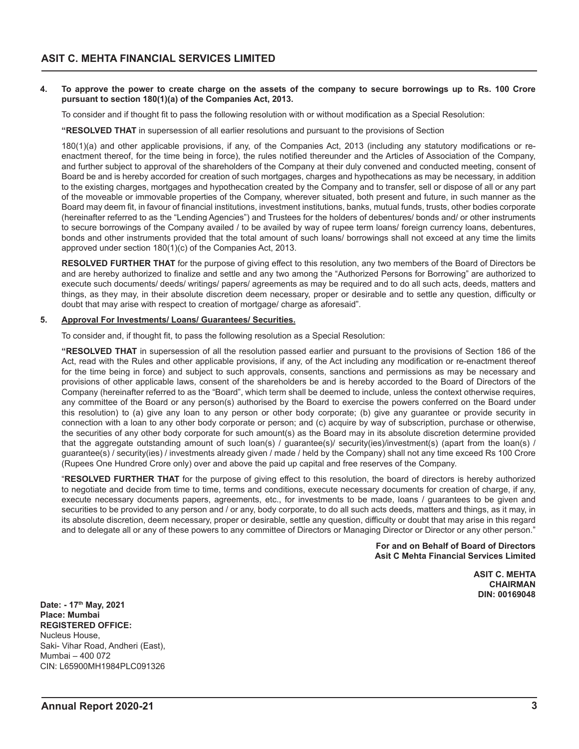**4. To approve the power to create charge on the assets of the company to secure borrowings up to Rs. 100 Crore pursuant to section 180(1)(a) of the Companies Act, 2013.**

To consider and if thought fit to pass the following resolution with or without modification as a Special Resolution:

**"RESOLVED THAT** in supersession of all earlier resolutions and pursuant to the provisions of Section

180(1)(a) and other applicable provisions, if any, of the Companies Act, 2013 (including any statutory modifications or re-enactment thereof, for the time being in force), the rules notified thereunder and the Articles of Association of the Company, and further subject to approval of the shareholders of the Company at their duly convened and conducted meeting, consent of Board be and is hereby accorded for creation of such mortgages, charges and hypothecations as may be necessary, in addition to the existing charges, mortgages and hypothecation created by the Company and to transfer, sell or dispose of all or any part of the moveable or immovable properties of the Company, wherever situated, both present and future, in such manner as the Board may deem fit, in favour of financial institutions, investment institutions, banks, mutual funds, trusts, other bodies corporate (hereinafter referred to as the "Lending Agencies") and Trustees for the holders of debentures/ bonds and/ or other instruments to secure borrowings of the Company availed / to be availed by way of rupee term loans/ foreign currency loans, debentures, bonds and other instruments provided that the total amount of such loans/ borrowings shall not exceed at any time the limits approved under section 180(1)(c) of the Companies Act, 2013.

**RESOLVED FURTHER THAT** for the purpose of giving effect to this resolution, any two members of the Board of Directors be and are hereby authorized to finalize and settle and any two among the "Authorized Persons for Borrowing" are authorized to execute such documents/ deeds/ writings/ papers/ agreements as may be required and to do all such acts, deeds, matters and things, as they may, in their absolute discretion deem necessary, proper or desirable and to settle any question, difficulty or doubt that may arise with respect to creation of mortgage/ charge as aforesaid".

**5. <u>Approval For Investments/ Loans/ Guarantees/ Securities.</u>**

To consider and, if thought fit, to pass the following resolution as a Special Resolution:

**"RESOLVED THAT** in supersession of all the resolution passed earlier and pursuant to the provisions of Section 186 of the Act, read with the Rules and other applicable provisions, if any, of the Act including any modification or re-enactment thereof for the time being in force) and subject to such approvals, consents, sanctions and permissions as may be necessary and provisions of other applicable laws, consent of the shareholders be and is hereby accorded to the Board of Directors of the Company (hereinafter referred to as the "Board", which term shall be deemed to include, unless the context otherwise requires, any committee of the Board or any person(s) authorised by the Board to exercise the powers conferred on the Board under this resolution) to (a) give any loan to any person or other body corporate; (b) give any guarantee or provide security in connection with a loan to any other body corporate or person; and (c) acquire by way of subscription, purchase or otherwise, the securities of any other body corporate for such amount(s) as the Board may in its absolute discretion determine provided that the aggregate outstanding amount of such loan(s) / guarantee(s)/ security(ies)/investment(s) (apart from the loan(s) / guarantee(s) / security(ies) / investments already given / made / held by the Company) shall not any time exceed Rs 100 Crore (Rupees One Hundred Crore only) over and above the paid up capital and free reserves of the Company.

"**RESOLVED FURTHER THAT** for the purpose of giving effect to this resolution, the board of directors is hereby authorized to negotiate and decide from time to time, terms and conditions, execute necessary documents for creation of charge, if any, execute necessary documents papers, agreements, etc., for investments to be made, loans / guarantees to be given and securities to be provided to any person and / or any, body corporate, to do all such acts deeds, matters and things, as it may, in its absolute discretion, deem necessary, proper or desirable, settle any question, difficulty or doubt that may arise in this regard and to delegate all or any of these powers to any committee of Directors or Managing Director or Director or any other person."

**For and on Behalf of Board of Directors**
**Asit C Mehta Financial Services Limited**

**ASIT C. MEHTA**
**CHAIRMAN**
**DIN: 00169048**

**Date: - 17th May, 2021**
**Place: Mumbai**
**REGISTERED OFFICE:**
Nucleus House,
Saki- Vihar Road, Andheri (East),
Mumbai – 400 072
CIN: L65900MH1984PLC091326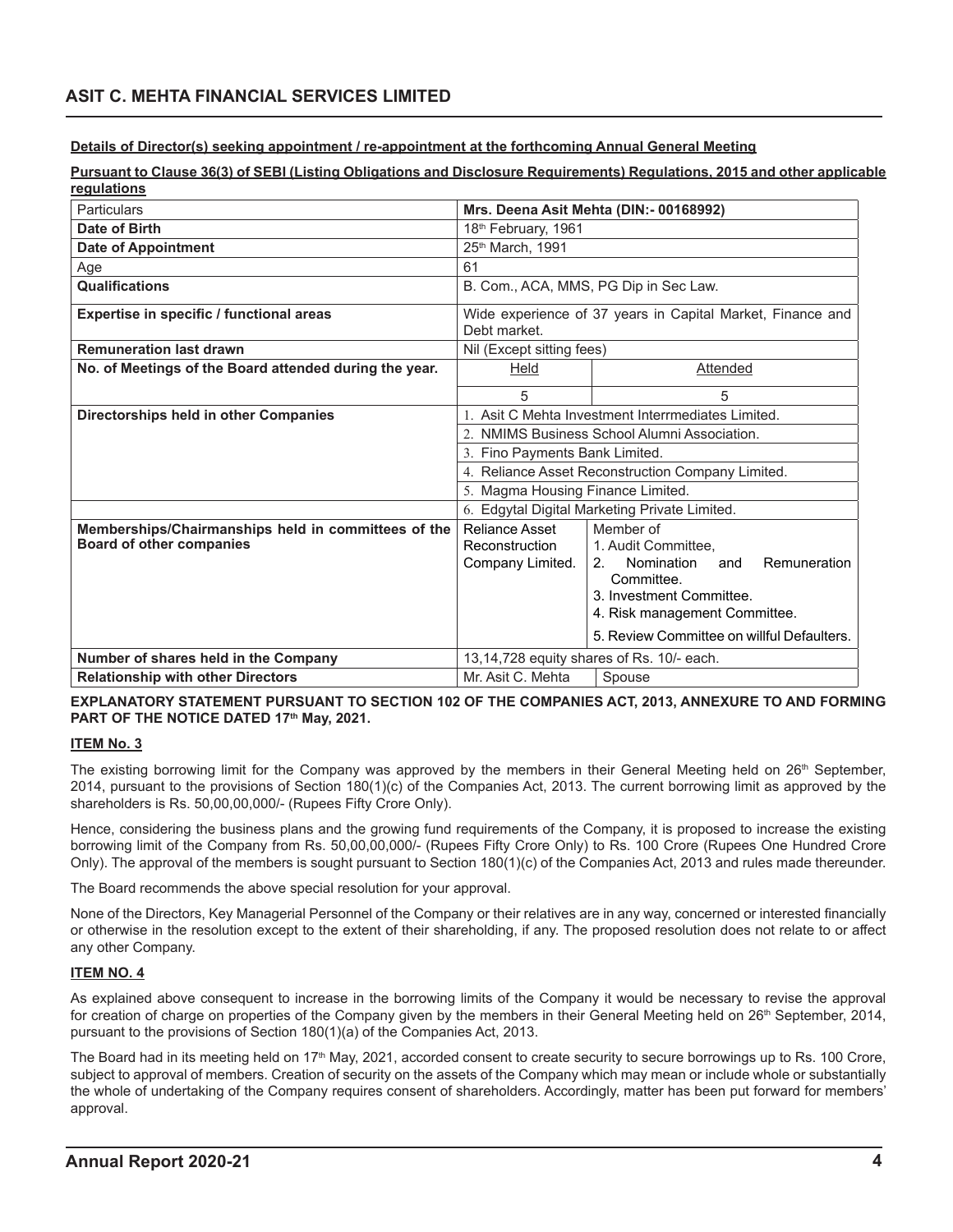**Details of Director(s) seeking appointment / re-appointment at the forthcoming Annual General Meeting**

**Pursuant to Clause 36(3) of SEBI (Listing Obligations and Disclosure Requirements) Regulations, 2015 and other applicable regulations**

| Particulars | Mrs. Deena Asit Mehta (DIN:- 00168992) | |
|---|---|---|
| **Date of Birth** | 18th February, 1961 | |
| **Date of Appointment** | 25th March, 1991 | |
| Age | 61 | |
| **Qualifications** | B. Com., ACA, MMS, PG Dip in Sec Law. | |
| **Expertise in specific / functional areas** | Wide experience of 37 years in Capital Market, Finance and Debt market. | |
| **Remuneration last drawn** | Nil (Except sitting fees) | |
| **No. of Meetings of the Board attended during the year.** | Held | Attended |
| | 5 | 5 |
| **Directorships held in other Companies** | 1. Asit C Mehta Investment Interrmediates Limited. | |
| | 2. NMIMS Business School Alumni Association. | |
| | 3. Fino Payments Bank Limited. | |
| | 4. Reliance Asset Reconstruction Company Limited. | |
| | 5. Magma Housing Finance Limited. | |
| | 6. Edgytal Digital Marketing Private Limited. | |
| **Memberships/Chairmanships held in committees of the Board of other companies** | Reliance Asset Reconstruction Company Limited. | Member of<br>1. Audit Committee,<br>2. Nomination and Remuneration Committee.<br>3. Investment Committee.<br>4. Risk management Committee.<br>5. Review Committee on willful Defaulters. |
| **Number of shares held in the Company** | 13,14,728 equity shares of Rs. 10/- each. | |
| **Relationship with other Directors** | Mr. Asit C. Mehta | Spouse |

**EXPLANATORY STATEMENT PURSUANT TO SECTION 102 OF THE COMPANIES ACT, 2013, ANNEXURE TO AND FORMING PART OF THE NOTICE DATED 17th May, 2021.**

**ITEM No. 3**

The existing borrowing limit for the Company was approved by the members in their General Meeting held on 26th September, 2014, pursuant to the provisions of Section 180(1)(c) of the Companies Act, 2013. The current borrowing limit as approved by the shareholders is Rs. 50,00,00,000/- (Rupees Fifty Crore Only).

Hence, considering the business plans and the growing fund requirements of the Company, it is proposed to increase the existing borrowing limit of the Company from Rs. 50,00,00,000/- (Rupees Fifty Crore Only) to Rs. 100 Crore (Rupees One Hundred Crore Only). The approval of the members is sought pursuant to Section 180(1)(c) of the Companies Act, 2013 and rules made thereunder.

The Board recommends the above special resolution for your approval.

None of the Directors, Key Managerial Personnel of the Company or their relatives are in any way, concerned or interested financially or otherwise in the resolution except to the extent of their shareholding, if any. The proposed resolution does not relate to or affect any other Company.

**ITEM NO. 4**

As explained above consequent to increase in the borrowing limits of the Company it would be necessary to revise the approval for creation of charge on properties of the Company given by the members in their General Meeting held on 26th September, 2014, pursuant to the provisions of Section 180(1)(a) of the Companies Act, 2013.

The Board had in its meeting held on 17th May, 2021, accorded consent to create security to secure borrowings up to Rs. 100 Crore, subject to approval of members. Creation of security on the assets of the Company which may mean or include whole or substantially the whole of undertaking of the Company requires consent of shareholders. Accordingly, matter has been put forward for members' approval.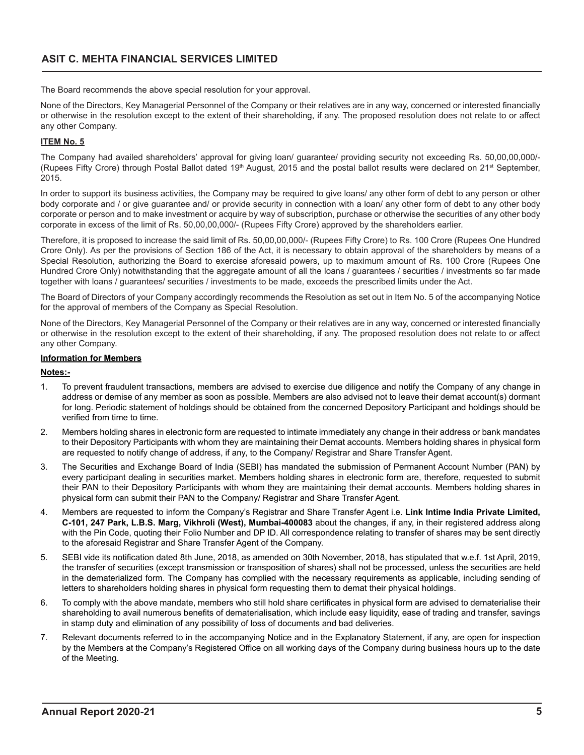The Board recommends the above special resolution for your approval.

None of the Directors, Key Managerial Personnel of the Company or their relatives are in any way, concerned or interested financially or otherwise in the resolution except to the extent of their shareholding, if any. The proposed resolution does not relate to or affect any other Company.

**ITEM No. 5**

The Company had availed shareholders' approval for giving loan/ guarantee/ providing security not exceeding Rs. 50,00,00,000/- (Rupees Fifty Crore) through Postal Ballot dated 19th August, 2015 and the postal ballot results were declared on 21st September, 2015.

In order to support its business activities, the Company may be required to give loans/ any other form of debt to any person or other body corporate and / or give guarantee and/ or provide security in connection with a loan/ any other form of debt to any other body corporate or person and to make investment or acquire by way of subscription, purchase or otherwise the securities of any other body corporate in excess of the limit of Rs. 50,00,00,000/- (Rupees Fifty Crore) approved by the shareholders earlier.

Therefore, it is proposed to increase the said limit of Rs. 50,00,00,000/- (Rupees Fifty Crore) to Rs. 100 Crore (Rupees One Hundred Crore Only). As per the provisions of Section 186 of the Act, it is necessary to obtain approval of the shareholders by means of a Special Resolution, authorizing the Board to exercise aforesaid powers, up to maximum amount of Rs. 100 Crore (Rupees One Hundred Crore Only) notwithstanding that the aggregate amount of all the loans / guarantees / securities / investments so far made together with loans / guarantees/ securities / investments to be made, exceeds the prescribed limits under the Act.

The Board of Directors of your Company accordingly recommends the Resolution as set out in Item No. 5 of the accompanying Notice for the approval of members of the Company as Special Resolution.

None of the Directors, Key Managerial Personnel of the Company or their relatives are in any way, concerned or interested financially or otherwise in the resolution except to the extent of their shareholding, if any. The proposed resolution does not relate to or affect any other Company.

**Information for Members**

**Notes:-**

1. To prevent fraudulent transactions, members are advised to exercise due diligence and notify the Company of any change in address or demise of any member as soon as possible. Members are also advised not to leave their demat account(s) dormant for long. Periodic statement of holdings should be obtained from the concerned Depository Participant and holdings should be verified from time to time.
2. Members holding shares in electronic form are requested to intimate immediately any change in their address or bank mandates to their Depository Participants with whom they are maintaining their Demat accounts. Members holding shares in physical form are requested to notify change of address, if any, to the Company/ Registrar and Share Transfer Agent.
3. The Securities and Exchange Board of India (SEBI) has mandated the submission of Permanent Account Number (PAN) by every participant dealing in securities market. Members holding shares in electronic form are, therefore, requested to submit their PAN to their Depository Participants with whom they are maintaining their demat accounts. Members holding shares in physical form can submit their PAN to the Company/ Registrar and Share Transfer Agent.
4. Members are requested to inform the Company's Registrar and Share Transfer Agent i.e. **Link Intime India Private Limited, C-101, 247 Park, L.B.S. Marg, Vikhroli (West), Mumbai-400083** about the changes, if any, in their registered address along with the Pin Code, quoting their Folio Number and DP ID. All correspondence relating to transfer of shares may be sent directly to the aforesaid Registrar and Share Transfer Agent of the Company.
5. SEBI vide its notification dated 8th June, 2018, as amended on 30th November, 2018, has stipulated that w.e.f. 1st April, 2019, the transfer of securities (except transmission or transposition of shares) shall not be processed, unless the securities are held in the dematerialized form. The Company has complied with the necessary requirements as applicable, including sending of letters to shareholders holding shares in physical form requesting them to demat their physical holdings.
6. To comply with the above mandate, members who still hold share certificates in physical form are advised to dematerialise their shareholding to avail numerous benefits of dematerialisation, which include easy liquidity, ease of trading and transfer, savings in stamp duty and elimination of any possibility of loss of documents and bad deliveries.
7. Relevant documents referred to in the accompanying Notice and in the Explanatory Statement, if any, are open for inspection by the Members at the Company's Registered Office on all working days of the Company during business hours up to the date of the Meeting.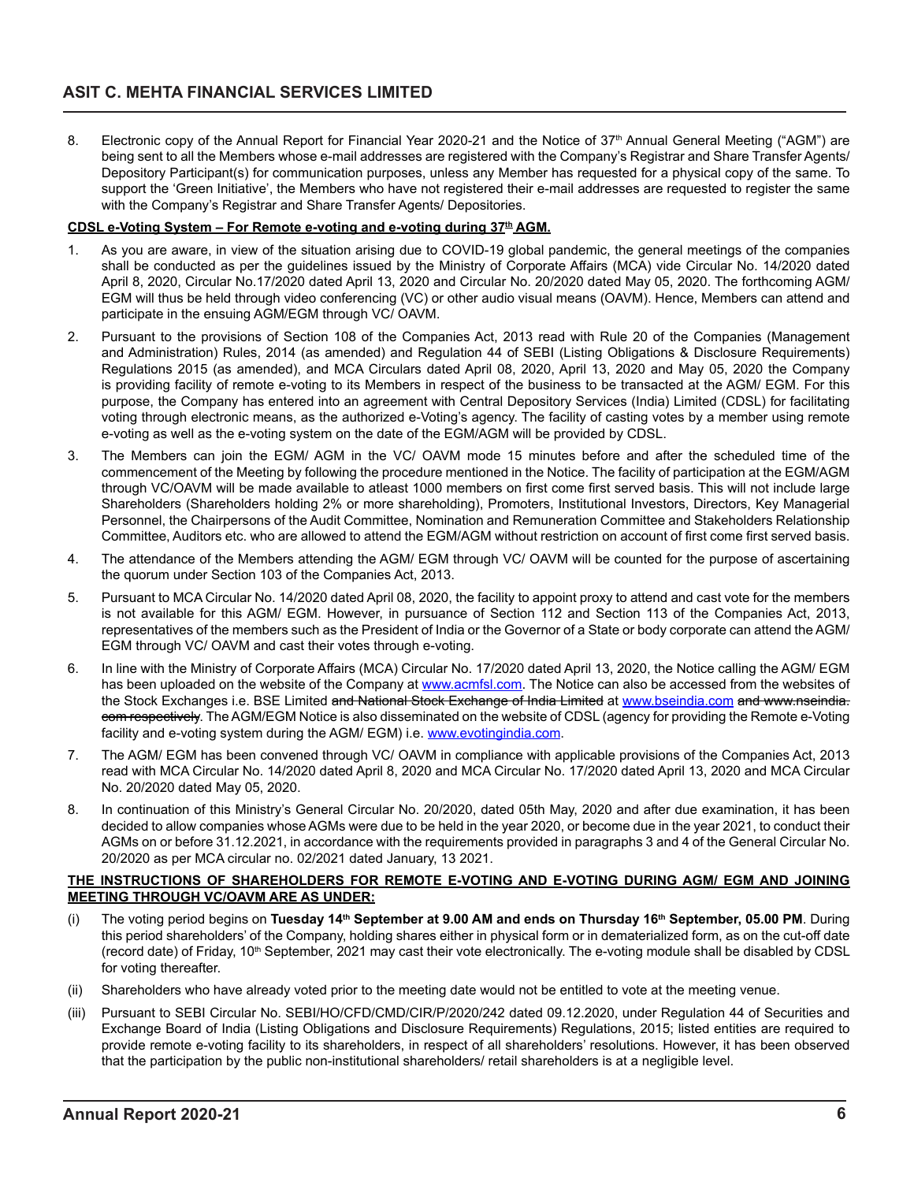8. Electronic copy of the Annual Report for Financial Year 2020-21 and the Notice of 37th Annual General Meeting ("AGM") are being sent to all the Members whose e-mail addresses are registered with the Company's Registrar and Share Transfer Agents/ Depository Participant(s) for communication purposes, unless any Member has requested for a physical copy of the same. To support the 'Green Initiative', the Members who have not registered their e-mail addresses are requested to register the same with the Company's Registrar and Share Transfer Agents/ Depositories.

**CDSL e-Voting System – For Remote e-voting and e-voting during 37th AGM.**

1. As you are aware, in view of the situation arising due to COVID-19 global pandemic, the general meetings of the companies shall be conducted as per the guidelines issued by the Ministry of Corporate Affairs (MCA) vide Circular No. 14/2020 dated April 8, 2020, Circular No.17/2020 dated April 13, 2020 and Circular No. 20/2020 dated May 05, 2020. The forthcoming AGM/ EGM will thus be held through video conferencing (VC) or other audio visual means (OAVM). Hence, Members can attend and participate in the ensuing AGM/EGM through VC/ OAVM.

2. Pursuant to the provisions of Section 108 of the Companies Act, 2013 read with Rule 20 of the Companies (Management and Administration) Rules, 2014 (as amended) and Regulation 44 of SEBI (Listing Obligations & Disclosure Requirements) Regulations 2015 (as amended), and MCA Circulars dated April 08, 2020, April 13, 2020 and May 05, 2020 the Company is providing facility of remote e-voting to its Members in respect of the business to be transacted at the AGM/ EGM. For this purpose, the Company has entered into an agreement with Central Depository Services (India) Limited (CDSL) for facilitating voting through electronic means, as the authorized e-Voting's agency. The facility of casting votes by a member using remote e-voting as well as the e-voting system on the date of the EGM/AGM will be provided by CDSL.

3. The Members can join the EGM/ AGM in the VC/ OAVM mode 15 minutes before and after the scheduled time of the commencement of the Meeting by following the procedure mentioned in the Notice. The facility of participation at the EGM/AGM through VC/OAVM will be made available to atleast 1000 members on first come first served basis. This will not include large Shareholders (Shareholders holding 2% or more shareholding), Promoters, Institutional Investors, Directors, Key Managerial Personnel, the Chairpersons of the Audit Committee, Nomination and Remuneration Committee and Stakeholders Relationship Committee, Auditors etc. who are allowed to attend the EGM/AGM without restriction on account of first come first served basis.

4. The attendance of the Members attending the AGM/ EGM through VC/ OAVM will be counted for the purpose of ascertaining the quorum under Section 103 of the Companies Act, 2013.

5. Pursuant to MCA Circular No. 14/2020 dated April 08, 2020, the facility to appoint proxy to attend and cast vote for the members is not available for this AGM/ EGM. However, in pursuance of Section 112 and Section 113 of the Companies Act, 2013, representatives of the members such as the President of India or the Governor of a State or body corporate can attend the AGM/ EGM through VC/ OAVM and cast their votes through e-voting.

6. In line with the Ministry of Corporate Affairs (MCA) Circular No. 17/2020 dated April 13, 2020, the Notice calling the AGM/ EGM has been uploaded on the website of the Company at www.acmfsl.com. The Notice can also be accessed from the websites of the Stock Exchanges i.e. BSE Limited ~~and National Stock Exchange of India Limited~~ at www.bseindia.com ~~and www.nseindia.com respectively~~. The AGM/EGM Notice is also disseminated on the website of CDSL (agency for providing the Remote e-Voting facility and e-voting system during the AGM/ EGM) i.e. www.evotingindia.com.

7. The AGM/ EGM has been convened through VC/ OAVM in compliance with applicable provisions of the Companies Act, 2013 read with MCA Circular No. 14/2020 dated April 8, 2020 and MCA Circular No. 17/2020 dated April 13, 2020 and MCA Circular No. 20/2020 dated May 05, 2020.

8. In continuation of this Ministry's General Circular No. 20/2020, dated 05th May, 2020 and after due examination, it has been decided to allow companies whose AGMs were due to be held in the year 2020, or become due in the year 2021, to conduct their AGMs on or before 31.12.2021, in accordance with the requirements provided in paragraphs 3 and 4 of the General Circular No. 20/2020 as per MCA circular no. 02/2021 dated January, 13 2021.

**THE INSTRUCTIONS OF SHAREHOLDERS FOR REMOTE E-VOTING AND E-VOTING DURING AGM/ EGM AND JOINING MEETING THROUGH VC/OAVM ARE AS UNDER:**

(i) The voting period begins on **Tuesday 14th September at 9.00 AM and ends on Thursday 16th September, 05.00 PM**. During this period shareholders' of the Company, holding shares either in physical form or in dematerialized form, as on the cut-off date (record date) of Friday, 10th September, 2021 may cast their vote electronically. The e-voting module shall be disabled by CDSL for voting thereafter.

(ii) Shareholders who have already voted prior to the meeting date would not be entitled to vote at the meeting venue.

(iii) Pursuant to SEBI Circular No. SEBI/HO/CFD/CMD/CIR/P/2020/242 dated 09.12.2020, under Regulation 44 of Securities and Exchange Board of India (Listing Obligations and Disclosure Requirements) Regulations, 2015; listed entities are required to provide remote e-voting facility to its shareholders, in respect of all shareholders' resolutions. However, it has been observed that the participation by the public non-institutional shareholders/ retail shareholders is at a negligible level.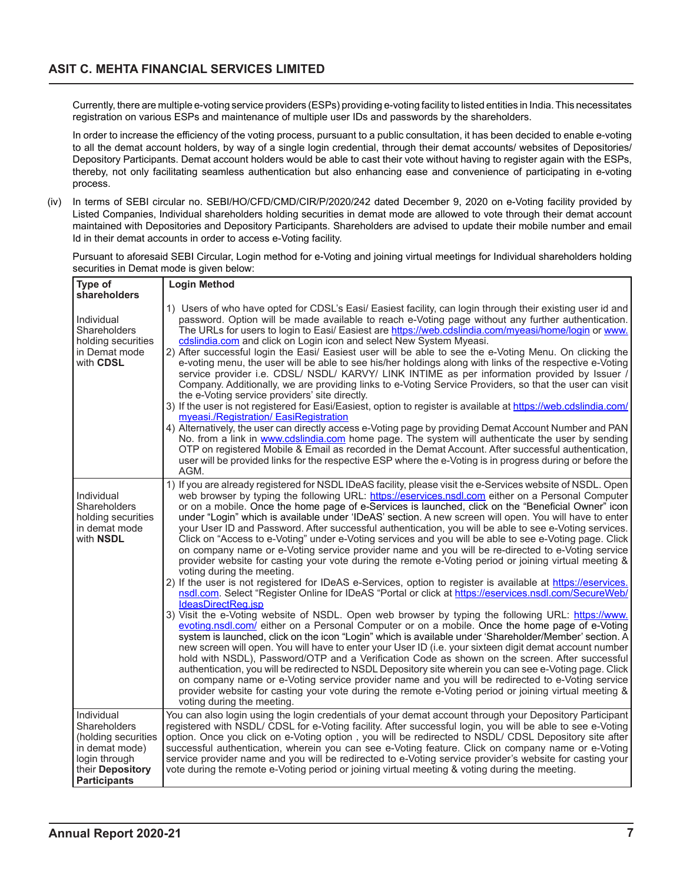Currently, there are multiple e-voting service providers (ESPs) providing e-voting facility to listed entities in India. This necessitates registration on various ESPs and maintenance of multiple user IDs and passwords by the shareholders.

In order to increase the efficiency of the voting process, pursuant to a public consultation, it has been decided to enable e-voting to all the demat account holders, by way of a single login credential, through their demat accounts/ websites of Depositories/ Depository Participants. Demat account holders would be able to cast their vote without having to register again with the ESPs, thereby, not only facilitating seamless authentication but also enhancing ease and convenience of participating in e-voting process.

(iv) In terms of SEBI circular no. SEBI/HO/CFD/CMD/CIR/P/2020/242 dated December 9, 2020 on e-Voting facility provided by Listed Companies, Individual shareholders holding securities in demat mode are allowed to vote through their demat account maintained with Depositories and Depository Participants. Shareholders are advised to update their mobile number and email Id in their demat accounts in order to access e-Voting facility.

Pursuant to aforesaid SEBI Circular, Login method for e-Voting and joining virtual meetings for Individual shareholders holding securities in Demat mode is given below:

| Type of shareholders | Login Method |
|---|---|
| Individual Shareholders holding securities in Demat mode with **CDSL** | 1) Users of who have opted for CDSL's Easi/ Easiest facility, can login through their existing user id and password. Option will be made available to reach e-Voting page without any further authentication. The URLs for users to login to Easi/ Easiest are https://web.cdslindia.com/myeasi/home/login or www.cdslindia.com and click on Login icon and select New System Myeasi.<br>2) After successful login the Easi/ Easiest user will be able to see the e-Voting Menu. On clicking the e-voting menu, the user will be able to see his/her holdings along with links of the respective e-Voting service provider i.e. CDSL/ NSDL/ KARVY/ LINK INTIME as per information provided by Issuer / Company. Additionally, we are providing links to e-Voting Service Providers, so that the user can visit the e-Voting service providers' site directly.<br>3) If the user is not registered for Easi/Easiest, option to register is available at https://web.cdslindia.com/myeasi./Registration/ EasiRegistration<br>4) Alternatively, the user can directly access e-Voting page by providing Demat Account Number and PAN No. from a link in www.cdslindia.com home page. The system will authenticate the user by sending OTP on registered Mobile & Email as recorded in the Demat Account. After successful authentication, user will be provided links for the respective ESP where the e-Voting is in progress during or before the AGM. |
| Individual Shareholders holding securities in demat mode with **NSDL** | 1) If you are already registered for NSDL IDeAS facility, please visit the e-Services website of NSDL. Open web browser by typing the following URL: https://eservices.nsdl.com either on a Personal Computer or on a mobile. Once the home page of e-Services is launched, click on the "Beneficial Owner" icon under "Login" which is available under 'IDeAS' section. A new screen will open. You will have to enter your User ID and Password. After successful authentication, you will be able to see e-Voting services. Click on "Access to e-Voting" under e-Voting services and you will be able to see e-Voting page. Click on company name or e-Voting service provider name and you will be re-directed to e-Voting service provider website for casting your vote during the remote e-Voting period or joining virtual meeting & voting during the meeting.<br>2) If the user is not registered for IDeAS e-Services, option to register is available at https://eservices.nsdl.com. Select "Register Online for IDeAS "Portal or click at https://eservices.nsdl.com/SecureWeb/IdeasDirectReg.jsp<br>3) Visit the e-Voting website of NSDL. Open web browser by typing the following URL: https://www.evoting.nsdl.com/ either on a Personal Computer or on a mobile. Once the home page of e-Voting system is launched, click on the icon "Login" which is available under 'Shareholder/Member' section. A new screen will open. You will have to enter your User ID (i.e. your sixteen digit demat account number hold with NSDL), Password/OTP and a Verification Code as shown on the screen. After successful authentication, you will be redirected to NSDL Depository site wherein you can see e-Voting page. Click on company name or e-Voting service provider name and you will be redirected to e-Voting service provider website for casting your vote during the remote e-Voting period or joining virtual meeting & voting during the meeting. |
| Individual Shareholders (holding securities in demat mode) login through their **Depository Participants** | You can also login using the login credentials of your demat account through your Depository Participant registered with NSDL/ CDSL for e-Voting facility. After successful login, you will be able to see e-Voting option. Once you click on e-Voting option , you will be redirected to NSDL/ CDSL Depository site after successful authentication, wherein you can see e-Voting feature. Click on company name or e-Voting service provider name and you will be redirected to e-Voting service provider's website for casting your vote during the remote e-Voting period or joining virtual meeting & voting during the meeting. |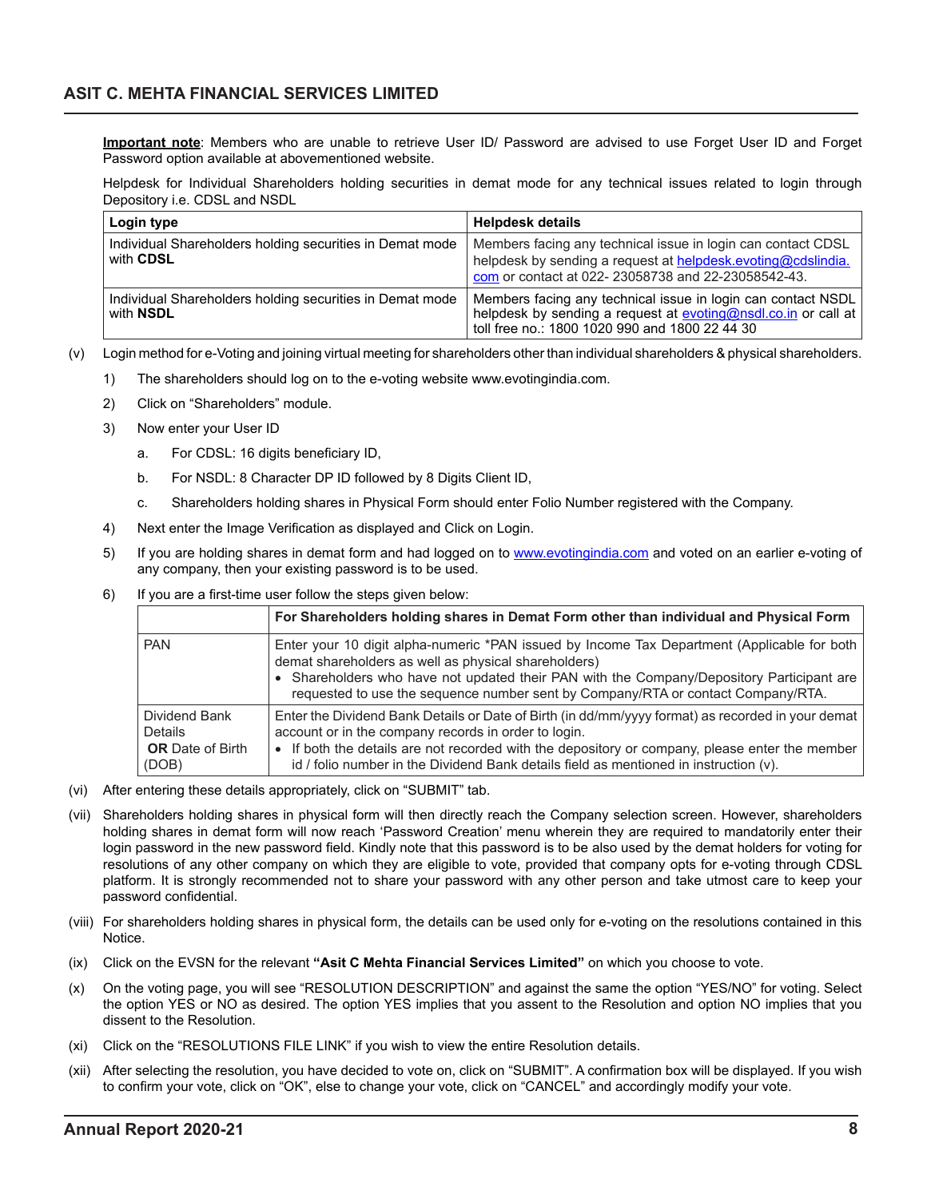**Important note**: Members who are unable to retrieve User ID/ Password are advised to use Forget User ID and Forget Password option available at abovementioned website.

Helpdesk for Individual Shareholders holding securities in demat mode for any technical issues related to login through Depository i.e. CDSL and NSDL

| Login type | Helpdesk details |
|---|---|
| Individual Shareholders holding securities in Demat mode with **CDSL** | Members facing any technical issue in login can contact CDSL helpdesk by sending a request at helpdesk.evoting@cdslindia.com or contact at 022- 23058738 and 22-23058542-43. |
| Individual Shareholders holding securities in Demat mode with **NSDL** | Members facing any technical issue in login can contact NSDL helpdesk by sending a request at evoting@nsdl.co.in or call at toll free no.: 1800 1020 990 and 1800 22 44 30 |

(v) Login method for e-Voting and joining virtual meeting for shareholders other than individual shareholders & physical shareholders.

1) The shareholders should log on to the e-voting website www.evotingindia.com.

2) Click on "Shareholders" module.

3) Now enter your User ID

   a. For CDSL: 16 digits beneficiary ID,

   b. For NSDL: 8 Character DP ID followed by 8 Digits Client ID,

   c. Shareholders holding shares in Physical Form should enter Folio Number registered with the Company.

4) Next enter the Image Verification as displayed and Click on Login.

5) If you are holding shares in demat form and had logged on to www.evotingindia.com and voted on an earlier e-voting of any company, then your existing password is to be used.

6) If you are a first-time user follow the steps given below:

| | For Shareholders holding shares in Demat Form other than individual and Physical Form |
|---|---|
| PAN | Enter your 10 digit alpha-numeric *PAN issued by Income Tax Department (Applicable for both demat shareholders as well as physical shareholders)<br>• Shareholders who have not updated their PAN with the Company/Depository Participant are requested to use the sequence number sent by Company/RTA or contact Company/RTA. |
| Dividend Bank Details **OR** Date of Birth (DOB) | Enter the Dividend Bank Details or Date of Birth (in dd/mm/yyyy format) as recorded in your demat account or in the company records in order to login.<br>• If both the details are not recorded with the depository or company, please enter the member id / folio number in the Dividend Bank details field as mentioned in instruction (v). |

(vi) After entering these details appropriately, click on "SUBMIT" tab.

(vii) Shareholders holding shares in physical form will then directly reach the Company selection screen. However, shareholders holding shares in demat form will now reach 'Password Creation' menu wherein they are required to mandatorily enter their login password in the new password field. Kindly note that this password is to be also used by the demat holders for voting for resolutions of any other company on which they are eligible to vote, provided that company opts for e-voting through CDSL platform. It is strongly recommended not to share your password with any other person and take utmost care to keep your password confidential.

(viii) For shareholders holding shares in physical form, the details can be used only for e-voting on the resolutions contained in this Notice.

(ix) Click on the EVSN for the relevant **"Asit C Mehta Financial Services Limited"** on which you choose to vote.

(x) On the voting page, you will see "RESOLUTION DESCRIPTION" and against the same the option "YES/NO" for voting. Select the option YES or NO as desired. The option YES implies that you assent to the Resolution and option NO implies that you dissent to the Resolution.

(xi) Click on the "RESOLUTIONS FILE LINK" if you wish to view the entire Resolution details.

(xii) After selecting the resolution, you have decided to vote on, click on "SUBMIT". A confirmation box will be displayed. If you wish to confirm your vote, click on "OK", else to change your vote, click on "CANCEL" and accordingly modify your vote.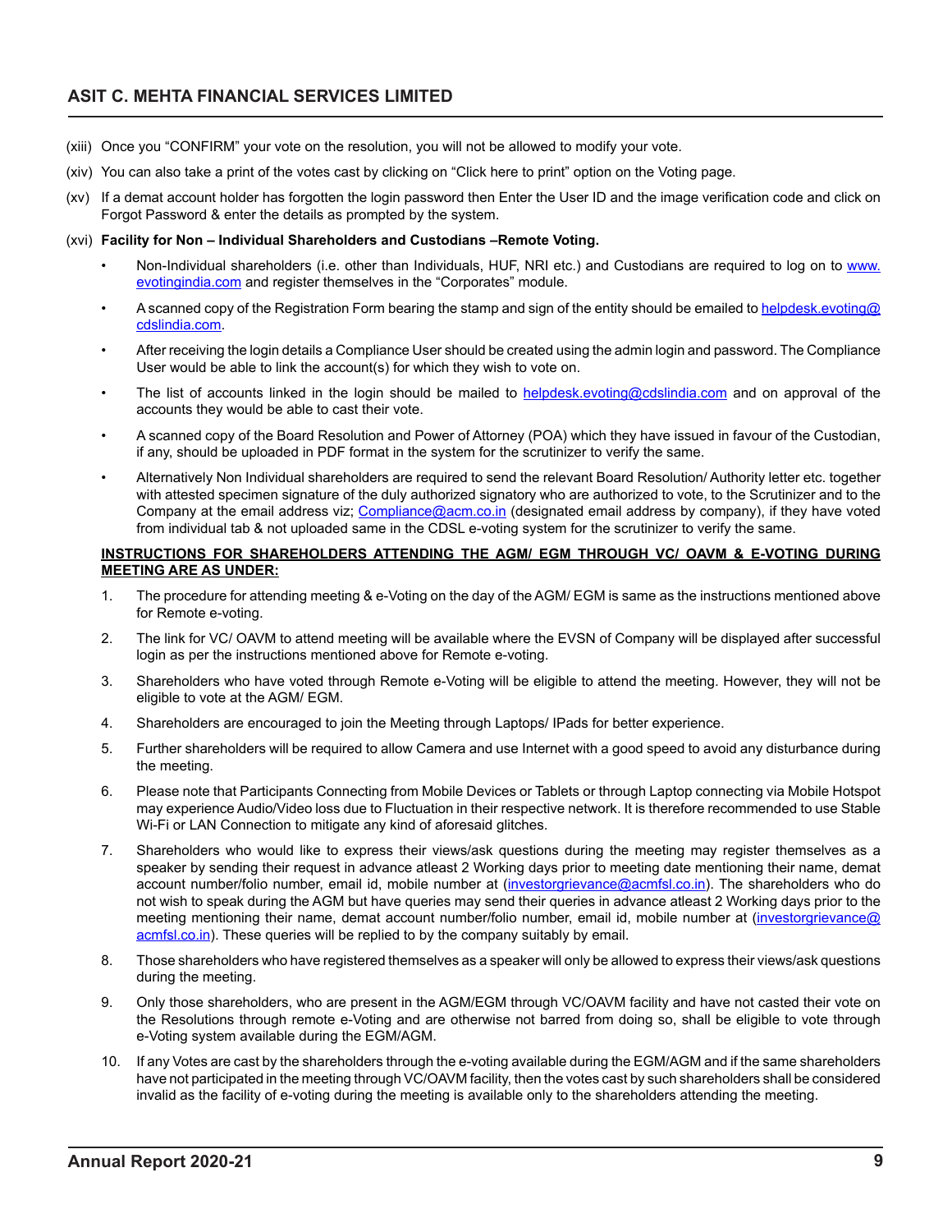(xiii) Once you "CONFIRM" your vote on the resolution, you will not be allowed to modify your vote.

(xiv) You can also take a print of the votes cast by clicking on "Click here to print" option on the Voting page.

(xv) If a demat account holder has forgotten the login password then Enter the User ID and the image verification code and click on Forgot Password & enter the details as prompted by the system.

(xvi) **Facility for Non – Individual Shareholders and Custodians –Remote Voting.**

- Non-Individual shareholders (i.e. other than Individuals, HUF, NRI etc.) and Custodians are required to log on to www.evotingindia.com and register themselves in the "Corporates" module.
- A scanned copy of the Registration Form bearing the stamp and sign of the entity should be emailed to helpdesk.evoting@cdslindia.com.
- After receiving the login details a Compliance User should be created using the admin login and password. The Compliance User would be able to link the account(s) for which they wish to vote on.
- The list of accounts linked in the login should be mailed to helpdesk.evoting@cdslindia.com and on approval of the accounts they would be able to cast their vote.
- A scanned copy of the Board Resolution and Power of Attorney (POA) which they have issued in favour of the Custodian, if any, should be uploaded in PDF format in the system for the scrutinizer to verify the same.
- Alternatively Non Individual shareholders are required to send the relevant Board Resolution/ Authority letter etc. together with attested specimen signature of the duly authorized signatory who are authorized to vote, to the Scrutinizer and to the Company at the email address viz; Compliance@acm.co.in (designated email address by company), if they have voted from individual tab & not uploaded same in the CDSL e-voting system for the scrutinizer to verify the same.

**INSTRUCTIONS FOR SHAREHOLDERS ATTENDING THE AGM/ EGM THROUGH VC/ OAVM & E-VOTING DURING MEETING ARE AS UNDER:**

1. The procedure for attending meeting & e-Voting on the day of the AGM/ EGM is same as the instructions mentioned above for Remote e-voting.
2. The link for VC/ OAVM to attend meeting will be available where the EVSN of Company will be displayed after successful login as per the instructions mentioned above for Remote e-voting.
3. Shareholders who have voted through Remote e-Voting will be eligible to attend the meeting. However, they will not be eligible to vote at the AGM/ EGM.
4. Shareholders are encouraged to join the Meeting through Laptops/ IPads for better experience.
5. Further shareholders will be required to allow Camera and use Internet with a good speed to avoid any disturbance during the meeting.
6. Please note that Participants Connecting from Mobile Devices or Tablets or through Laptop connecting via Mobile Hotspot may experience Audio/Video loss due to Fluctuation in their respective network. It is therefore recommended to use Stable Wi-Fi or LAN Connection to mitigate any kind of aforesaid glitches.
7. Shareholders who would like to express their views/ask questions during the meeting may register themselves as a speaker by sending their request in advance atleast 2 Working days prior to meeting date mentioning their name, demat account number/folio number, email id, mobile number at (investorgrievance@acmfsl.co.in). The shareholders who do not wish to speak during the AGM but have queries may send their queries in advance atleast 2 Working days prior to the meeting mentioning their name, demat account number/folio number, email id, mobile number at (investorgrievance@acmfsl.co.in). These queries will be replied to by the company suitably by email.
8. Those shareholders who have registered themselves as a speaker will only be allowed to express their views/ask questions during the meeting.
9. Only those shareholders, who are present in the AGM/EGM through VC/OAVM facility and have not casted their vote on the Resolutions through remote e-Voting and are otherwise not barred from doing so, shall be eligible to vote through e-Voting system available during the EGM/AGM.
10. If any Votes are cast by the shareholders through the e-voting available during the EGM/AGM and if the same shareholders have not participated in the meeting through VC/OAVM facility, then the votes cast by such shareholders shall be considered invalid as the facility of e-voting during the meeting is available only to the shareholders attending the meeting.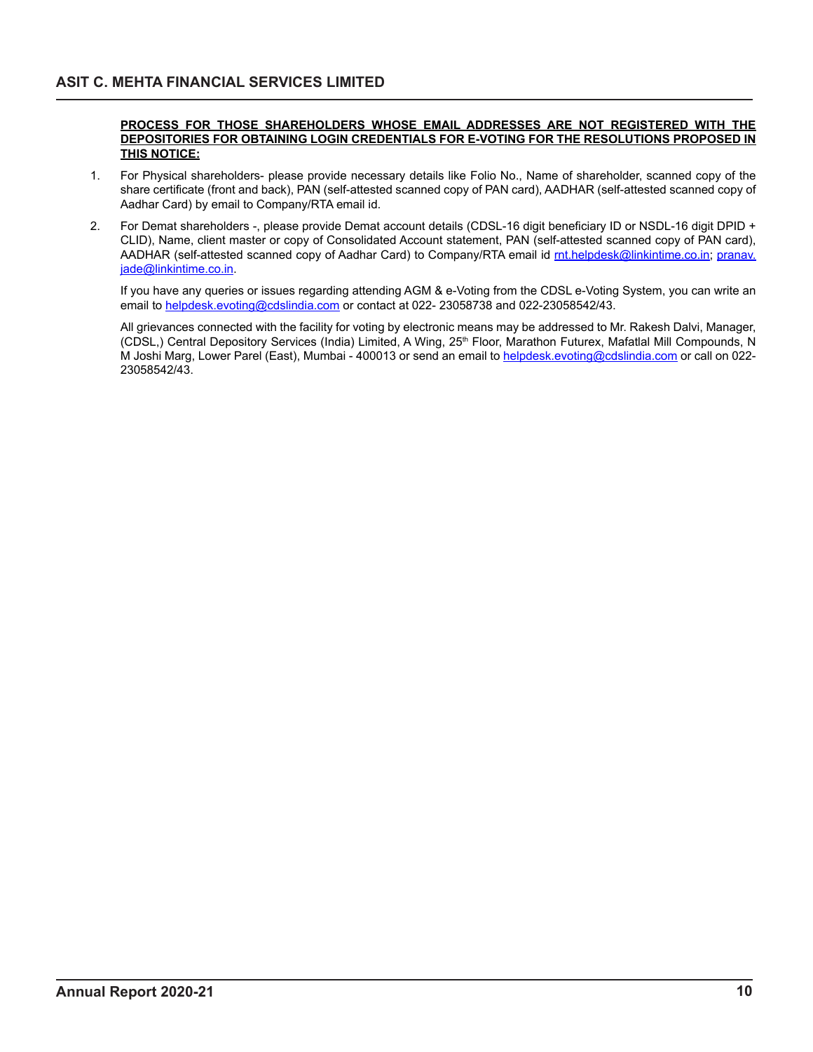**PROCESS FOR THOSE SHAREHOLDERS WHOSE EMAIL ADDRESSES ARE NOT REGISTERED WITH THE DEPOSITORIES FOR OBTAINING LOGIN CREDENTIALS FOR E-VOTING FOR THE RESOLUTIONS PROPOSED IN THIS NOTICE:**

1. For Physical shareholders- please provide necessary details like Folio No., Name of shareholder, scanned copy of the share certificate (front and back), PAN (self-attested scanned copy of PAN card), AADHAR (self-attested scanned copy of Aadhar Card) by email to Company/RTA email id.

2. For Demat shareholders -, please provide Demat account details (CDSL-16 digit beneficiary ID or NSDL-16 digit DPID + CLID), Name, client master or copy of Consolidated Account statement, PAN (self-attested scanned copy of PAN card), AADHAR (self-attested scanned copy of Aadhar Card) to Company/RTA email id rnt.helpdesk@linkintime.co.in; pranav.jade@linkintime.co.in.

   If you have any queries or issues regarding attending AGM & e-Voting from the CDSL e-Voting System, you can write an email to helpdesk.evoting@cdslindia.com or contact at 022- 23058738 and 022-23058542/43.

   All grievances connected with the facility for voting by electronic means may be addressed to Mr. Rakesh Dalvi, Manager, (CDSL,) Central Depository Services (India) Limited, A Wing, 25th Floor, Marathon Futurex, Mafatlal Mill Compounds, N M Joshi Marg, Lower Parel (East), Mumbai - 400013 or send an email to helpdesk.evoting@cdslindia.com or call on 022-23058542/43.